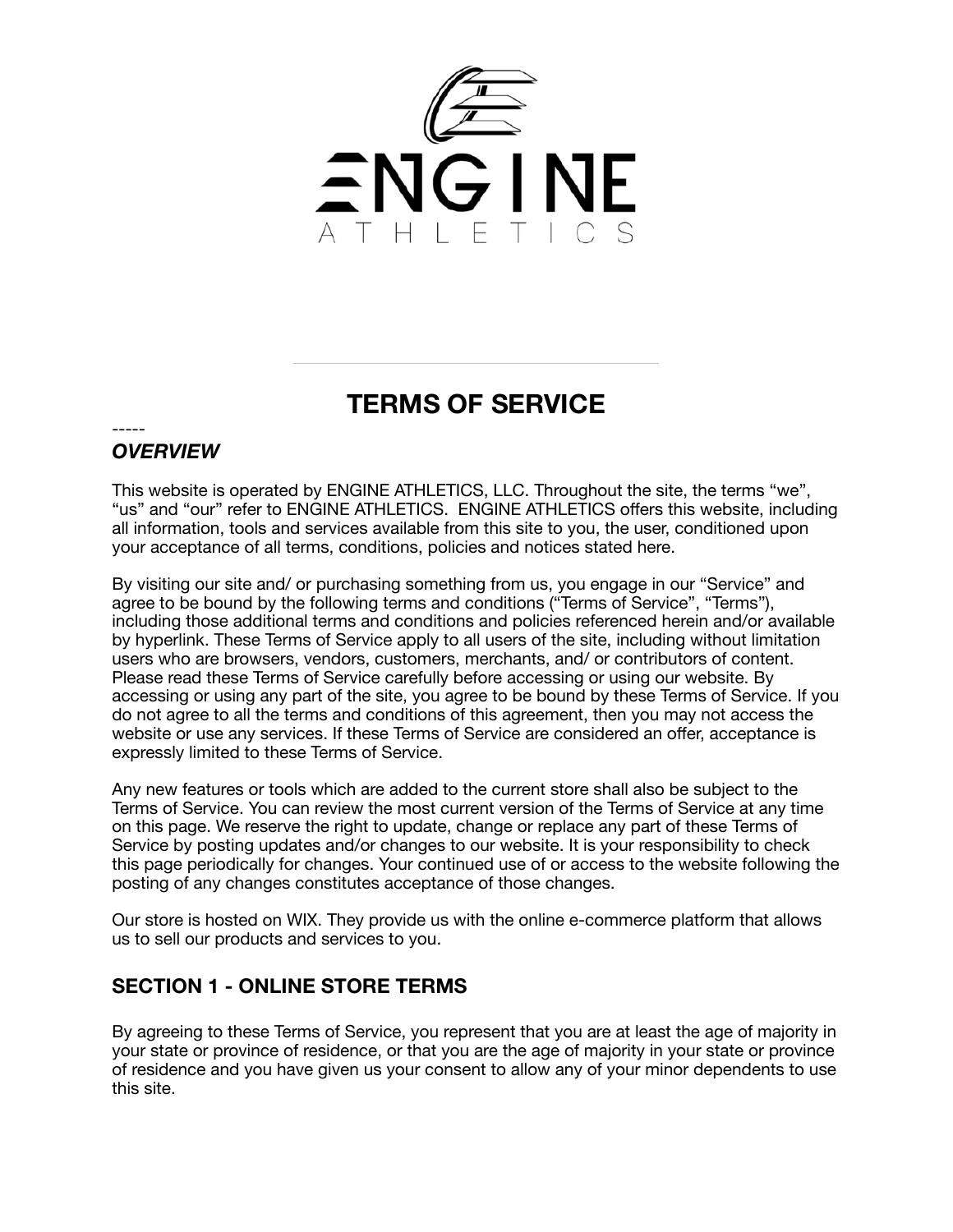# TERMS OF SERVICE

-----

***OVERVIEW***

This website is operated by ENGINE ATHLETICS, LLC. Throughout the site, the terms "we", "us" and "our" refer to ENGINE ATHLETICS. ENGINE ATHLETICS offers this website, including all information, tools and services available from this site to you, the user, conditioned upon your acceptance of all terms, conditions, policies and notices stated here.

By visiting our site and/ or purchasing something from us, you engage in our "Service" and agree to be bound by the following terms and conditions ("Terms of Service", "Terms"), including those additional terms and conditions and policies referenced herein and/or available by hyperlink. These Terms of Service apply to all users of the site, including without limitation users who are browsers, vendors, customers, merchants, and/ or contributors of content. Please read these Terms of Service carefully before accessing or using our website. By accessing or using any part of the site, you agree to be bound by these Terms of Service. If you do not agree to all the terms and conditions of this agreement, then you may not access the website or use any services. If these Terms of Service are considered an offer, acceptance is expressly limited to these Terms of Service.

Any new features or tools which are added to the current store shall also be subject to the Terms of Service. You can review the most current version of the Terms of Service at any time on this page. We reserve the right to update, change or replace any part of these Terms of Service by posting updates and/or changes to our website. It is your responsibility to check this page periodically for changes. Your continued use of or access to the website following the posting of any changes constitutes acceptance of those changes.

Our store is hosted on WIX. They provide us with the online e-commerce platform that allows us to sell our products and services to you.

## SECTION 1 - ONLINE STORE TERMS

By agreeing to these Terms of Service, you represent that you are at least the age of majority in your state or province of residence, or that you are the age of majority in your state or province of residence and you have given us your consent to allow any of your minor dependents to use this site.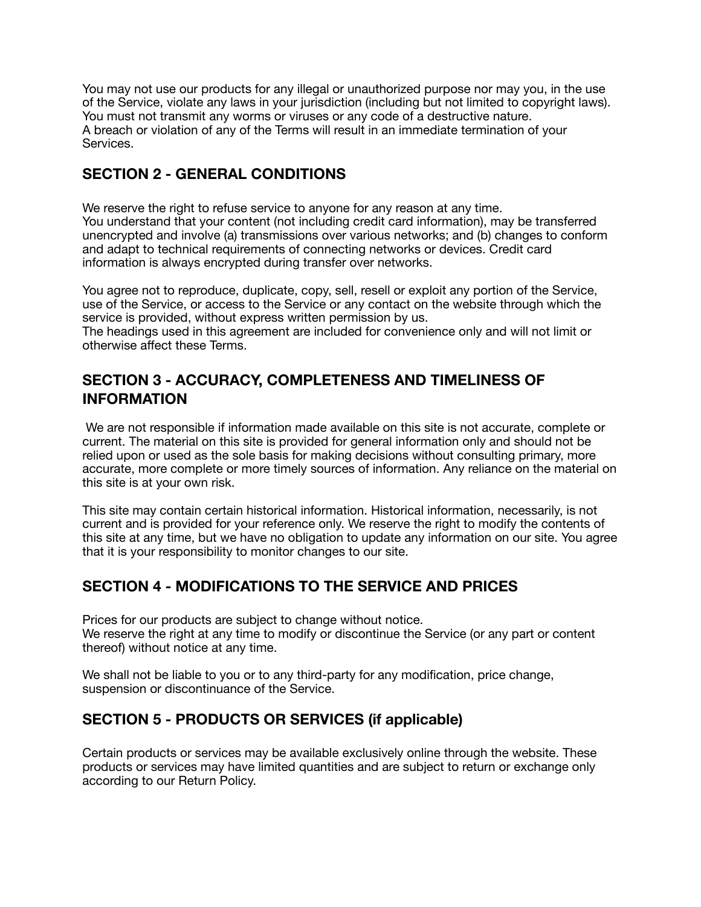You may not use our products for any illegal or unauthorized purpose nor may you, in the use of the Service, violate any laws in your jurisdiction (including but not limited to copyright laws).
You must not transmit any worms or viruses or any code of a destructive nature.
A breach or violation of any of the Terms will result in an immediate termination of your Services.

## SECTION 2 - GENERAL CONDITIONS

We reserve the right to refuse service to anyone for any reason at any time.
You understand that your content (not including credit card information), may be transferred unencrypted and involve (a) transmissions over various networks; and (b) changes to conform and adapt to technical requirements of connecting networks or devices. Credit card information is always encrypted during transfer over networks.

You agree not to reproduce, duplicate, copy, sell, resell or exploit any portion of the Service, use of the Service, or access to the Service or any contact on the website through which the service is provided, without express written permission by us.
The headings used in this agreement are included for convenience only and will not limit or otherwise affect these Terms.

## SECTION 3 - ACCURACY, COMPLETENESS AND TIMELINESS OF INFORMATION

We are not responsible if information made available on this site is not accurate, complete or current. The material on this site is provided for general information only and should not be relied upon or used as the sole basis for making decisions without consulting primary, more accurate, more complete or more timely sources of information. Any reliance on the material on this site is at your own risk.

This site may contain certain historical information. Historical information, necessarily, is not current and is provided for your reference only. We reserve the right to modify the contents of this site at any time, but we have no obligation to update any information on our site. You agree that it is your responsibility to monitor changes to our site.

## SECTION 4 - MODIFICATIONS TO THE SERVICE AND PRICES

Prices for our products are subject to change without notice.
We reserve the right at any time to modify or discontinue the Service (or any part or content thereof) without notice at any time.

We shall not be liable to you or to any third-party for any modification, price change, suspension or discontinuance of the Service.

## SECTION 5 - PRODUCTS OR SERVICES (if applicable)

Certain products or services may be available exclusively online through the website. These products or services may have limited quantities and are subject to return or exchange only according to our Return Policy.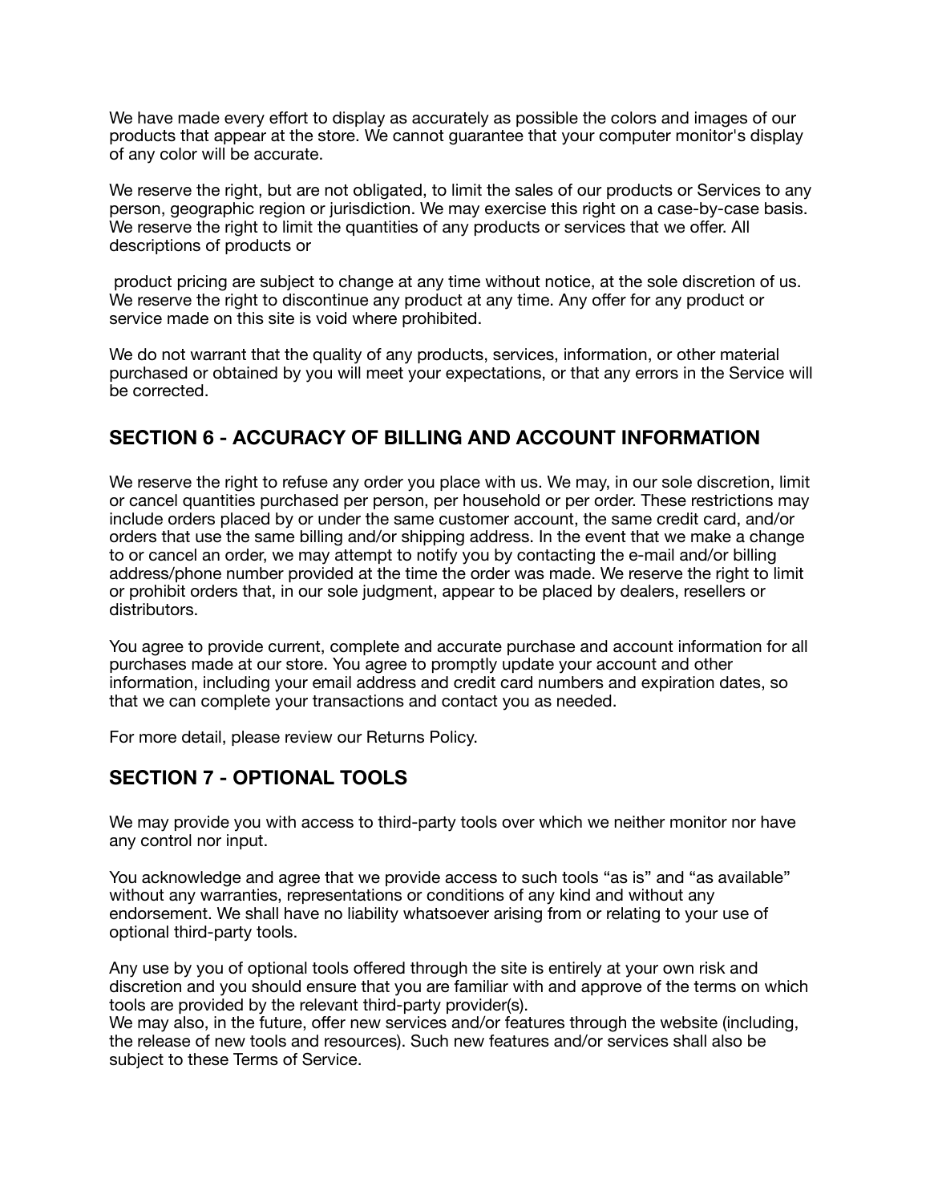We have made every effort to display as accurately as possible the colors and images of our products that appear at the store. We cannot guarantee that your computer monitor's display of any color will be accurate.

We reserve the right, but are not obligated, to limit the sales of our products or Services to any person, geographic region or jurisdiction. We may exercise this right on a case-by-case basis. We reserve the right to limit the quantities of any products or services that we offer. All descriptions of products or

product pricing are subject to change at any time without notice, at the sole discretion of us. We reserve the right to discontinue any product at any time. Any offer for any product or service made on this site is void where prohibited.

We do not warrant that the quality of any products, services, information, or other material purchased or obtained by you will meet your expectations, or that any errors in the Service will be corrected.

## SECTION 6 - ACCURACY OF BILLING AND ACCOUNT INFORMATION

We reserve the right to refuse any order you place with us. We may, in our sole discretion, limit or cancel quantities purchased per person, per household or per order. These restrictions may include orders placed by or under the same customer account, the same credit card, and/or orders that use the same billing and/or shipping address. In the event that we make a change to or cancel an order, we may attempt to notify you by contacting the e-mail and/or billing address/phone number provided at the time the order was made. We reserve the right to limit or prohibit orders that, in our sole judgment, appear to be placed by dealers, resellers or distributors.

You agree to provide current, complete and accurate purchase and account information for all purchases made at our store. You agree to promptly update your account and other information, including your email address and credit card numbers and expiration dates, so that we can complete your transactions and contact you as needed.

For more detail, please review our Returns Policy.

## SECTION 7 - OPTIONAL TOOLS

We may provide you with access to third-party tools over which we neither monitor nor have any control nor input.

You acknowledge and agree that we provide access to such tools "as is" and "as available" without any warranties, representations or conditions of any kind and without any endorsement. We shall have no liability whatsoever arising from or relating to your use of optional third-party tools.

Any use by you of optional tools offered through the site is entirely at your own risk and discretion and you should ensure that you are familiar with and approve of the terms on which tools are provided by the relevant third-party provider(s).
We may also, in the future, offer new services and/or features through the website (including, the release of new tools and resources). Such new features and/or services shall also be subject to these Terms of Service.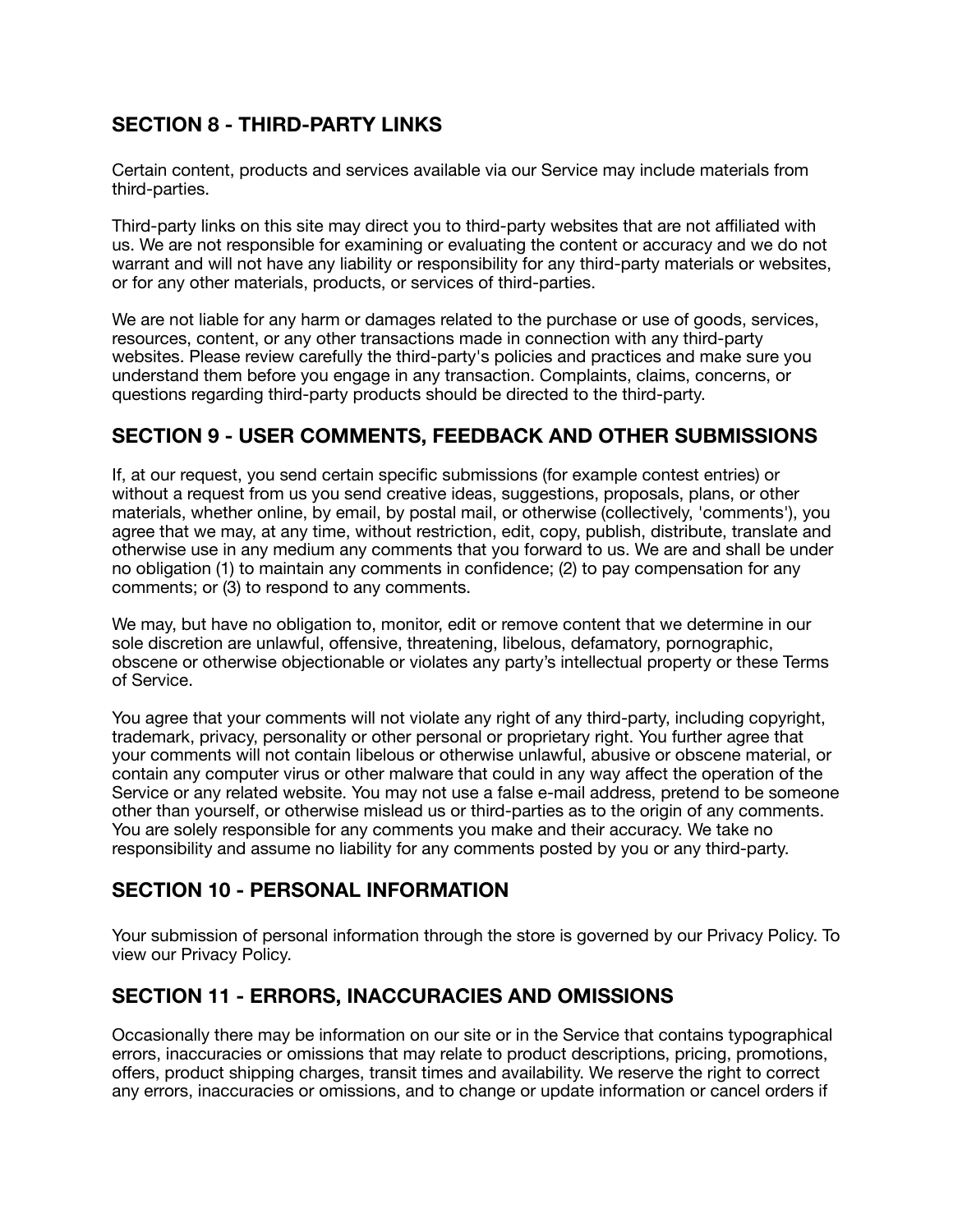## SECTION 8 - THIRD-PARTY LINKS

Certain content, products and services available via our Service may include materials from third-parties.

Third-party links on this site may direct you to third-party websites that are not affiliated with us. We are not responsible for examining or evaluating the content or accuracy and we do not warrant and will not have any liability or responsibility for any third-party materials or websites, or for any other materials, products, or services of third-parties.

We are not liable for any harm or damages related to the purchase or use of goods, services, resources, content, or any other transactions made in connection with any third-party websites. Please review carefully the third-party's policies and practices and make sure you understand them before you engage in any transaction. Complaints, claims, concerns, or questions regarding third-party products should be directed to the third-party.

## SECTION 9 - USER COMMENTS, FEEDBACK AND OTHER SUBMISSIONS

If, at our request, you send certain specific submissions (for example contest entries) or without a request from us you send creative ideas, suggestions, proposals, plans, or other materials, whether online, by email, by postal mail, or otherwise (collectively, 'comments'), you agree that we may, at any time, without restriction, edit, copy, publish, distribute, translate and otherwise use in any medium any comments that you forward to us. We are and shall be under no obligation (1) to maintain any comments in confidence; (2) to pay compensation for any comments; or (3) to respond to any comments.

We may, but have no obligation to, monitor, edit or remove content that we determine in our sole discretion are unlawful, offensive, threatening, libelous, defamatory, pornographic, obscene or otherwise objectionable or violates any party's intellectual property or these Terms of Service.

You agree that your comments will not violate any right of any third-party, including copyright, trademark, privacy, personality or other personal or proprietary right. You further agree that your comments will not contain libelous or otherwise unlawful, abusive or obscene material, or contain any computer virus or other malware that could in any way affect the operation of the Service or any related website. You may not use a false e-mail address, pretend to be someone other than yourself, or otherwise mislead us or third-parties as to the origin of any comments. You are solely responsible for any comments you make and their accuracy. We take no responsibility and assume no liability for any comments posted by you or any third-party.

## SECTION 10 - PERSONAL INFORMATION

Your submission of personal information through the store is governed by our Privacy Policy. To view our Privacy Policy.

## SECTION 11 - ERRORS, INACCURACIES AND OMISSIONS

Occasionally there may be information on our site or in the Service that contains typographical errors, inaccuracies or omissions that may relate to product descriptions, pricing, promotions, offers, product shipping charges, transit times and availability. We reserve the right to correct any errors, inaccuracies or omissions, and to change or update information or cancel orders if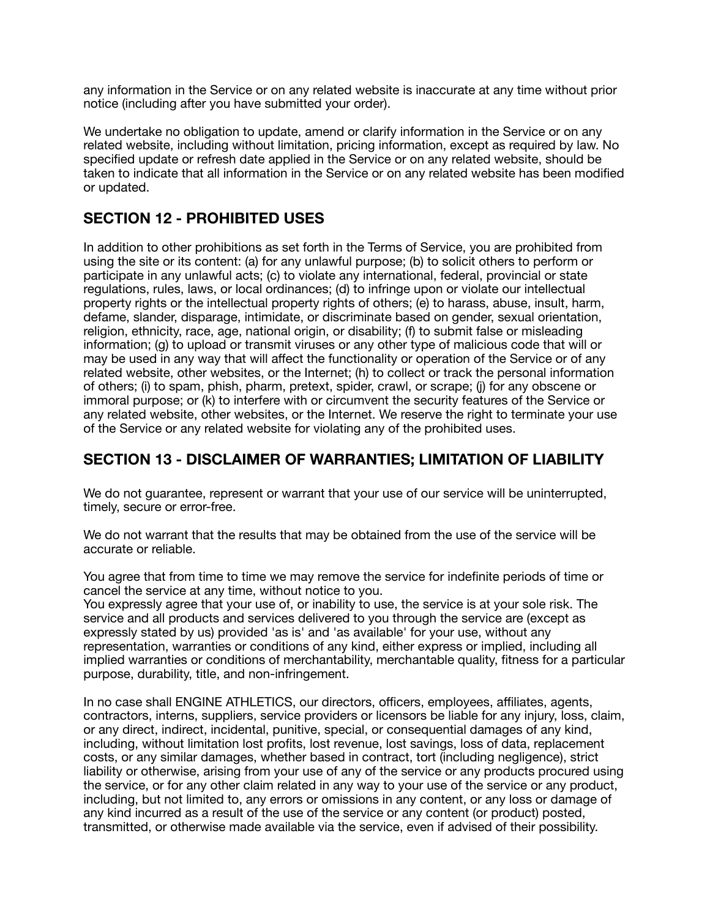any information in the Service or on any related website is inaccurate at any time without prior notice (including after you have submitted your order).

We undertake no obligation to update, amend or clarify information in the Service or on any related website, including without limitation, pricing information, except as required by law. No specified update or refresh date applied in the Service or on any related website, should be taken to indicate that all information in the Service or on any related website has been modified or updated.

## SECTION 12 - PROHIBITED USES

In addition to other prohibitions as set forth in the Terms of Service, you are prohibited from using the site or its content: (a) for any unlawful purpose; (b) to solicit others to perform or participate in any unlawful acts; (c) to violate any international, federal, provincial or state regulations, rules, laws, or local ordinances; (d) to infringe upon or violate our intellectual property rights or the intellectual property rights of others; (e) to harass, abuse, insult, harm, defame, slander, disparage, intimidate, or discriminate based on gender, sexual orientation, religion, ethnicity, race, age, national origin, or disability; (f) to submit false or misleading information; (g) to upload or transmit viruses or any other type of malicious code that will or may be used in any way that will affect the functionality or operation of the Service or of any related website, other websites, or the Internet; (h) to collect or track the personal information of others; (i) to spam, phish, pharm, pretext, spider, crawl, or scrape; (j) for any obscene or immoral purpose; or (k) to interfere with or circumvent the security features of the Service or any related website, other websites, or the Internet. We reserve the right to terminate your use of the Service or any related website for violating any of the prohibited uses.

## SECTION 13 - DISCLAIMER OF WARRANTIES; LIMITATION OF LIABILITY

We do not guarantee, represent or warrant that your use of our service will be uninterrupted, timely, secure or error-free.

We do not warrant that the results that may be obtained from the use of the service will be accurate or reliable.

You agree that from time to time we may remove the service for indefinite periods of time or cancel the service at any time, without notice to you.
You expressly agree that your use of, or inability to use, the service is at your sole risk. The service and all products and services delivered to you through the service are (except as expressly stated by us) provided 'as is' and 'as available' for your use, without any representation, warranties or conditions of any kind, either express or implied, including all implied warranties or conditions of merchantability, merchantable quality, fitness for a particular purpose, durability, title, and non-infringement.

In no case shall ENGINE ATHLETICS, our directors, officers, employees, affiliates, agents, contractors, interns, suppliers, service providers or licensors be liable for any injury, loss, claim, or any direct, indirect, incidental, punitive, special, or consequential damages of any kind, including, without limitation lost profits, lost revenue, lost savings, loss of data, replacement costs, or any similar damages, whether based in contract, tort (including negligence), strict liability or otherwise, arising from your use of any of the service or any products procured using the service, or for any other claim related in any way to your use of the service or any product, including, but not limited to, any errors or omissions in any content, or any loss or damage of any kind incurred as a result of the use of the service or any content (or product) posted, transmitted, or otherwise made available via the service, even if advised of their possibility.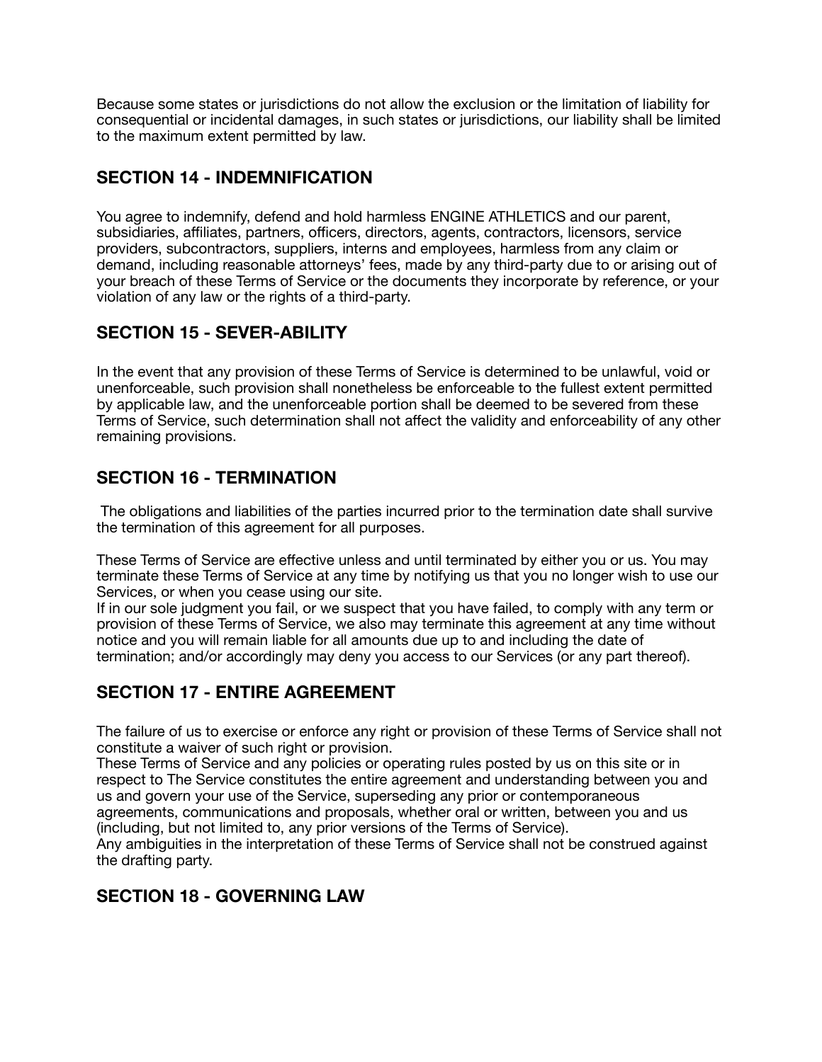Because some states or jurisdictions do not allow the exclusion or the limitation of liability for consequential or incidental damages, in such states or jurisdictions, our liability shall be limited to the maximum extent permitted by law.

## SECTION 14 - INDEMNIFICATION

You agree to indemnify, defend and hold harmless ENGINE ATHLETICS and our parent, subsidiaries, affiliates, partners, officers, directors, agents, contractors, licensors, service providers, subcontractors, suppliers, interns and employees, harmless from any claim or demand, including reasonable attorneys' fees, made by any third-party due to or arising out of your breach of these Terms of Service or the documents they incorporate by reference, or your violation of any law or the rights of a third-party.

## SECTION 15 - SEVER-ABILITY

In the event that any provision of these Terms of Service is determined to be unlawful, void or unenforceable, such provision shall nonetheless be enforceable to the fullest extent permitted by applicable law, and the unenforceable portion shall be deemed to be severed from these Terms of Service, such determination shall not affect the validity and enforceability of any other remaining provisions.

## SECTION 16 - TERMINATION

The obligations and liabilities of the parties incurred prior to the termination date shall survive the termination of this agreement for all purposes.

These Terms of Service are effective unless and until terminated by either you or us. You may terminate these Terms of Service at any time by notifying us that you no longer wish to use our Services, or when you cease using our site.
If in our sole judgment you fail, or we suspect that you have failed, to comply with any term or provision of these Terms of Service, we also may terminate this agreement at any time without notice and you will remain liable for all amounts due up to and including the date of termination; and/or accordingly may deny you access to our Services (or any part thereof).

## SECTION 17 - ENTIRE AGREEMENT

The failure of us to exercise or enforce any right or provision of these Terms of Service shall not constitute a waiver of such right or provision.
These Terms of Service and any policies or operating rules posted by us on this site or in respect to The Service constitutes the entire agreement and understanding between you and us and govern your use of the Service, superseding any prior or contemporaneous agreements, communications and proposals, whether oral or written, between you and us (including, but not limited to, any prior versions of the Terms of Service).
Any ambiguities in the interpretation of these Terms of Service shall not be construed against the drafting party.

## SECTION 18 - GOVERNING LAW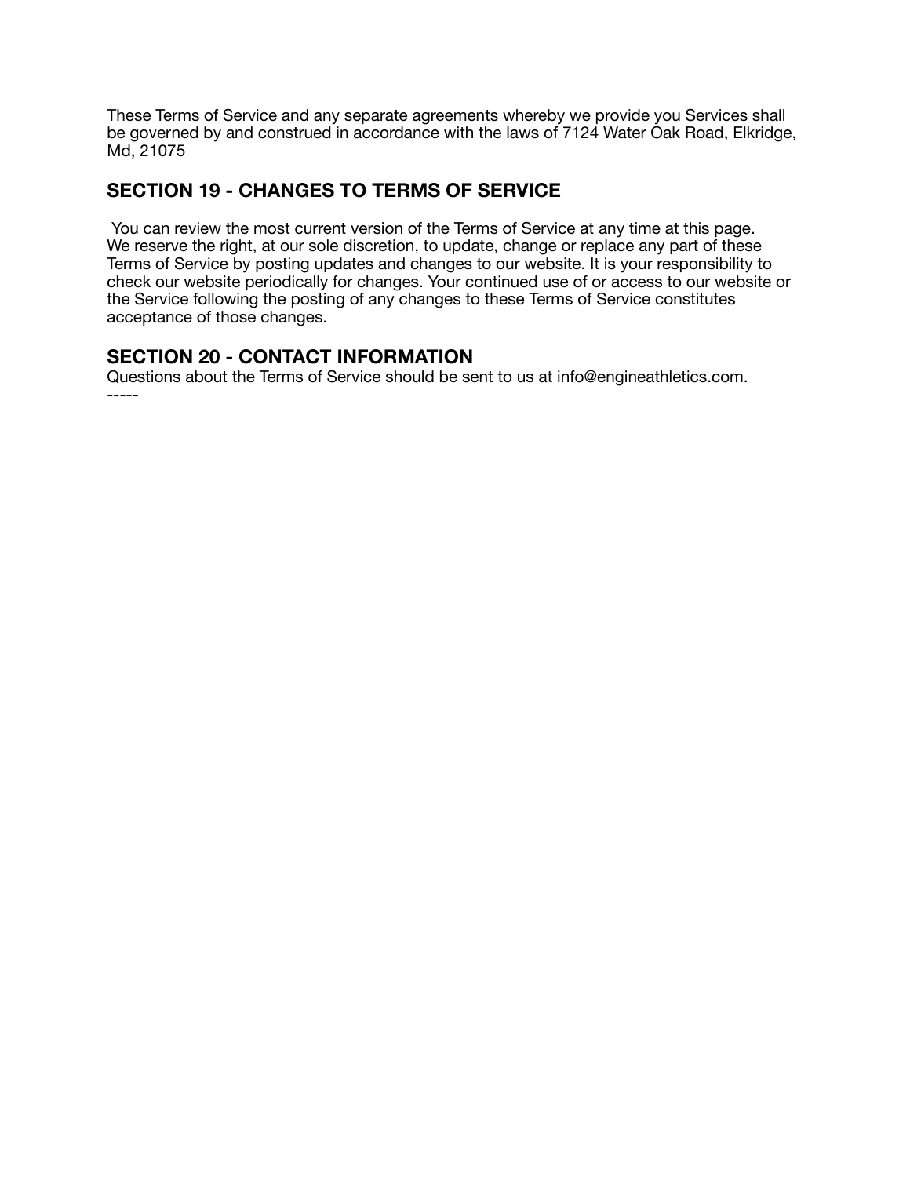These Terms of Service and any separate agreements whereby we provide you Services shall be governed by and construed in accordance with the laws of 7124 Water Oak Road, Elkridge, Md, 21075

## SECTION 19 - CHANGES TO TERMS OF SERVICE

You can review the most current version of the Terms of Service at any time at this page. We reserve the right, at our sole discretion, to update, change or replace any part of these Terms of Service by posting updates and changes to our website. It is your responsibility to check our website periodically for changes. Your continued use of or access to our website or the Service following the posting of any changes to these Terms of Service constitutes acceptance of those changes.

## SECTION 20 - CONTACT INFORMATION

Questions about the Terms of Service should be sent to us at info@engineathletics.com.

-----